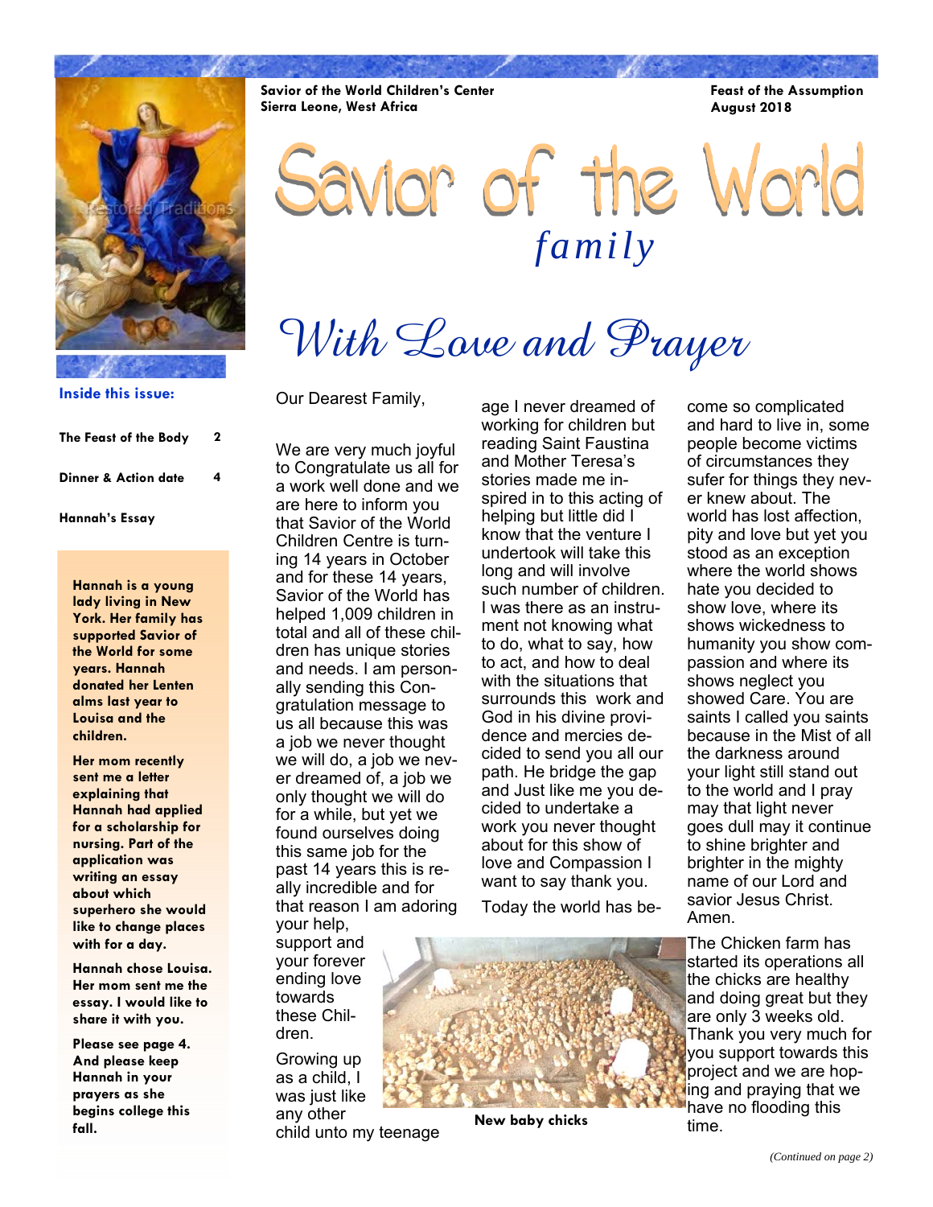**Savior of the World Children's Center**
**Sierra Leone, West Africa**

**Feast of the Assumption**
**August 2018**

# Savior of the World *family*

## *With Love and Prayer*

**Inside this issue:**

| | |
|---|---|
| **The Feast of the Body** | **2** |
| **Dinner & Action date** | **4** |
| **Hannah's Essay** | |

**Hannah is a young lady living in New York. Her family has supported Savior of the World for some years. Hannah donated her Lenten alms last year to Louisa and the children.**

**Her mom recently sent me a letter explaining that Hannah had applied for a scholarship for nursing. Part of the application was writing an essay about which superhero she would like to change places with for a day.**

**Hannah chose Louisa. Her mom sent me the essay. I would like to share it with you.**

**Please see page 4. And please keep Hannah in your prayers as she begins college this fall.**

Our Dearest Family,

We are very much joyful to Congratulate us all for a work well done and we are here to inform you that Savior of the World Children Centre is turning 14 years in October and for these 14 years, Savior of the World has helped 1,009 children in total and all of these children has unique stories and needs. I am personally sending this Congratulation message to us all because this was a job we never thought we will do, a job we never dreamed of, a job we only thought we will do for a while, but yet we found ourselves doing this same job for the past 14 years this is really incredible and for that reason I am adoring your help, support and your forever ending love towards these Children.

Growing up as a child, I was just like any other child unto my teenage age I never dreamed of working for children but reading Saint Faustina and Mother Teresa's stories made me inspired in to this acting of helping but little did I know that the venture I undertook will take this long and will involve such number of children. I was there as an instrument not knowing what to do, what to say, how to act, and how to deal with the situations that surrounds this work and God in his divine providence and mercies decided to send you all our path. He bridge the gap and Just like me you decided to undertake a work you never thought about for this show of love and Compassion I want to say thank you.

Today the world has become so complicated and hard to live in, some people become victims of circumstances they sufer for things they never knew about. The world has lost affection, pity and love but yet you stood as an exception where the world shows hate you decided to show love, where its shows wickedness to humanity you show compassion and where its shows neglect you showed Care. You are saints I called you saints because in the Mist of all the darkness around your light still stand out to the world and I pray may that light never goes dull may it continue to shine brighter and brighter in the mighty name of our Lord and savior Jesus Christ. Amen.

The Chicken farm has started its operations all the chicks are healthy and doing great but they are only 3 weeks old. Thank you very much for you support towards this project and we are hoping and praying that we have no flooding this time.

**New baby chicks**

*(Continued on page 2)*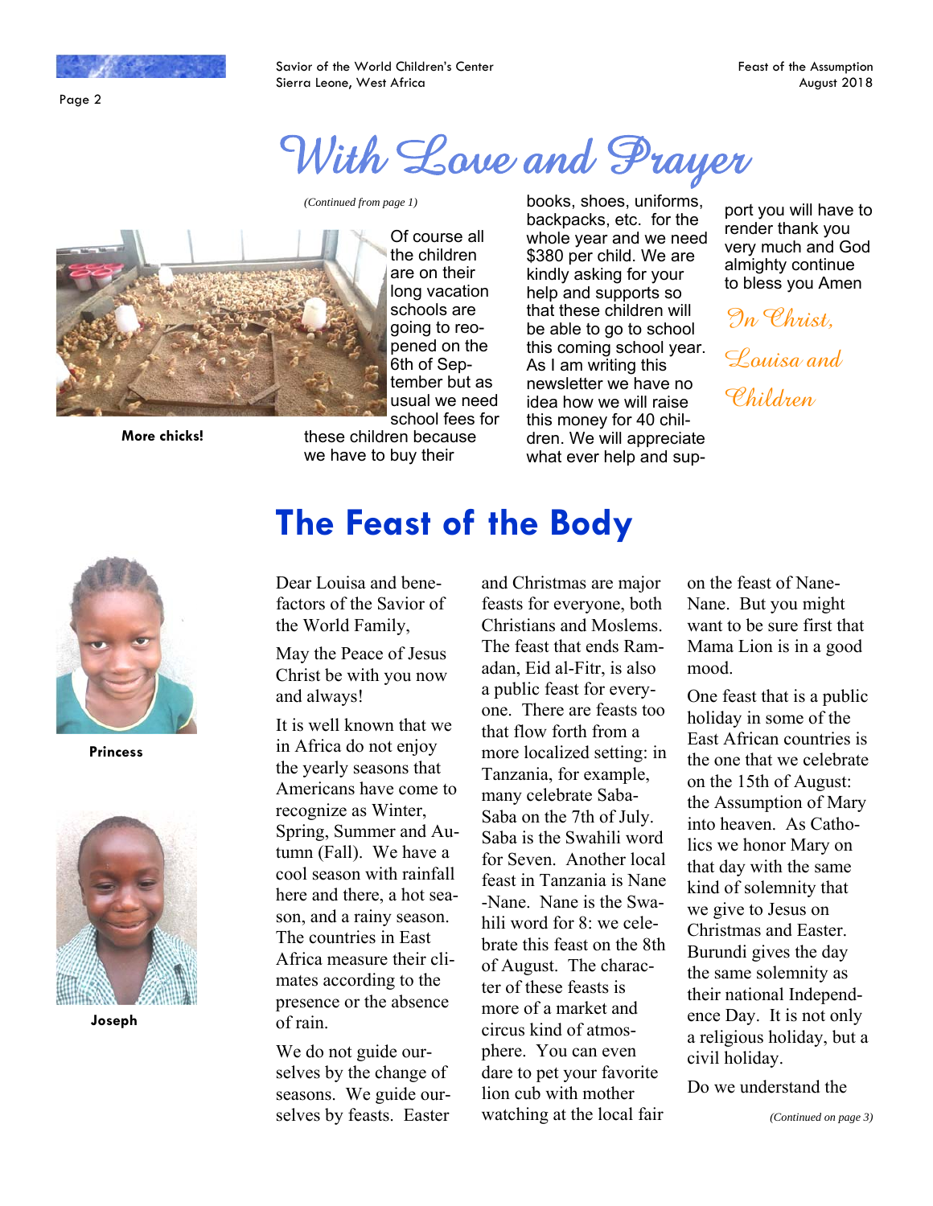# With Love and Prayer

*(Continued from page 1)*

More chicks!

Of course all the children are on their long vacation schools are going to reopened on the 6th of September but as usual we need school fees for these children because we have to buy their books, shoes, uniforms, backpacks, etc. for the whole year and we need $380 per child. We are kindly asking for your help and supports so that these children will be able to go to school this coming school year. As I am writing this newsletter we have no idea how we will raise this money for 40 children. We will appreciate what ever help and support you will have to render thank you very much and God almighty continue to bless you Amen

*In Christ,*

*Louisa and Children*

## The Feast of the Body

Princess

Joseph

Dear Louisa and benefactors of the Savior of the World Family,

May the Peace of Jesus Christ be with you now and always!

It is well known that we in Africa do not enjoy the yearly seasons that Americans have come to recognize as Winter, Spring, Summer and Autumn (Fall). We have a cool season with rainfall here and there, a hot season, and a rainy season. The countries in East Africa measure their climates according to the presence or the absence of rain.

We do not guide ourselves by the change of seasons. We guide ourselves by feasts. Easter and Christmas are major feasts for everyone, both Christians and Moslems. The feast that ends Ramadan, Eid al-Fitr, is also a public feast for everyone. There are feasts too that flow forth from a more localized setting: in Tanzania, for example, many celebrate Saba-Saba on the 7th of July. Saba is the Swahili word for Seven. Another local feast in Tanzania is Nane-Nane. Nane is the Swahili word for 8: we celebrate this feast on the 8th of August. The character of these feasts is more of a market and circus kind of atmosphere. You can even dare to pet your favorite lion cub with mother watching at the local fair on the feast of Nane-Nane. But you might want to be sure first that Mama Lion is in a good mood.

One feast that is a public holiday in some of the East African countries is the one that we celebrate on the 15th of August: the Assumption of Mary into heaven. As Catholics we honor Mary on that day with the same kind of solemnity that we give to Jesus on Christmas and Easter. Burundi gives the day the same solemnity as their national Independence Day. It is not only a religious holiday, but a civil holiday.

Do we understand the

*(Continued on page 3)*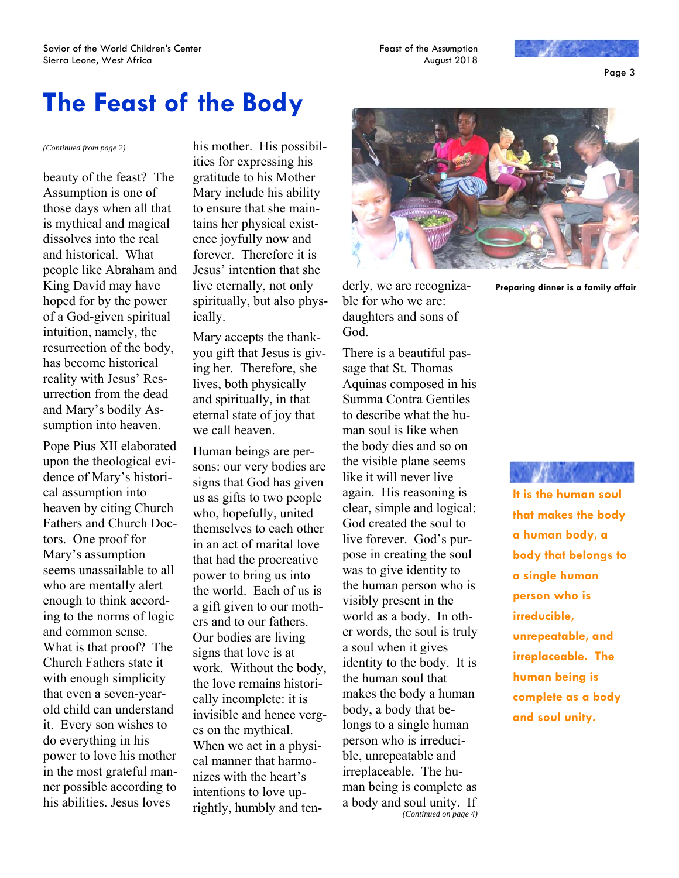# The Feast of the Body

*(Continued from page 2)*

beauty of the feast? The Assumption is one of those days when all that is mythical and magical dissolves into the real and historical. What people like Abraham and King David may have hoped for by the power of a God-given spiritual intuition, namely, the resurrection of the body, has become historical reality with Jesus' Resurrection from the dead and Mary's bodily Assumption into heaven.

Pope Pius XII elaborated upon the theological evidence of Mary's historical assumption into heaven by citing Church Fathers and Church Doctors. One proof for Mary's assumption seems unassailable to all who are mentally alert enough to think according to the norms of logic and common sense. What is that proof? The Church Fathers state it with enough simplicity that even a seven-year-old child can understand it. Every son wishes to do everything in his power to love his mother in the most grateful manner possible according to his abilities. Jesus loves his mother. His possibilities for expressing his gratitude to his Mother Mary include his ability to ensure that she maintains her physical existence joyfully now and forever. Therefore it is Jesus' intention that she live eternally, not only spiritually, but also physically.

Mary accepts the thank-you gift that Jesus is giving her. Therefore, she lives, both physically and spiritually, in that eternal state of joy that we call heaven.

Human beings are persons: our very bodies are signs that God has given us as gifts to two people who, hopefully, united themselves to each other in an act of marital love that had the procreative power to bring us into the world. Each of us is a gift given to our mothers and to our fathers. Our bodies are living signs that love is at work. Without the body, the love remains historically incomplete: it is invisible and hence verges on the mythical. When we act in a physical manner that harmonizes with the heart's intentions to love uprightly, humbly and tenderly, we are recognizable for who we are: daughters and sons of God.

There is a beautiful passage that St. Thomas Aquinas composed in his Summa Contra Gentiles to describe what the human soul is like when the body dies and so on the visible plane seems like it will never live again. His reasoning is clear, simple and logical: God created the soul to live forever. God's purpose in creating the soul was to give identity to the human person who is visibly present in the world as a body. In other words, the soul is truly a soul when it gives identity to the body. It is the human soul that makes the body a human body, a body that belongs to a single human person who is irreducible, unrepeatable and irreplaceable. The human being is complete as a body and soul unity. If

*(Continued on page 4)*

**Preparing dinner is a family affair**

**It is the human soul that makes the body a human body, a body that belongs to a single human person who is irreducible, unrepeatable, and irreplaceable. The human being is complete as a body and soul unity.**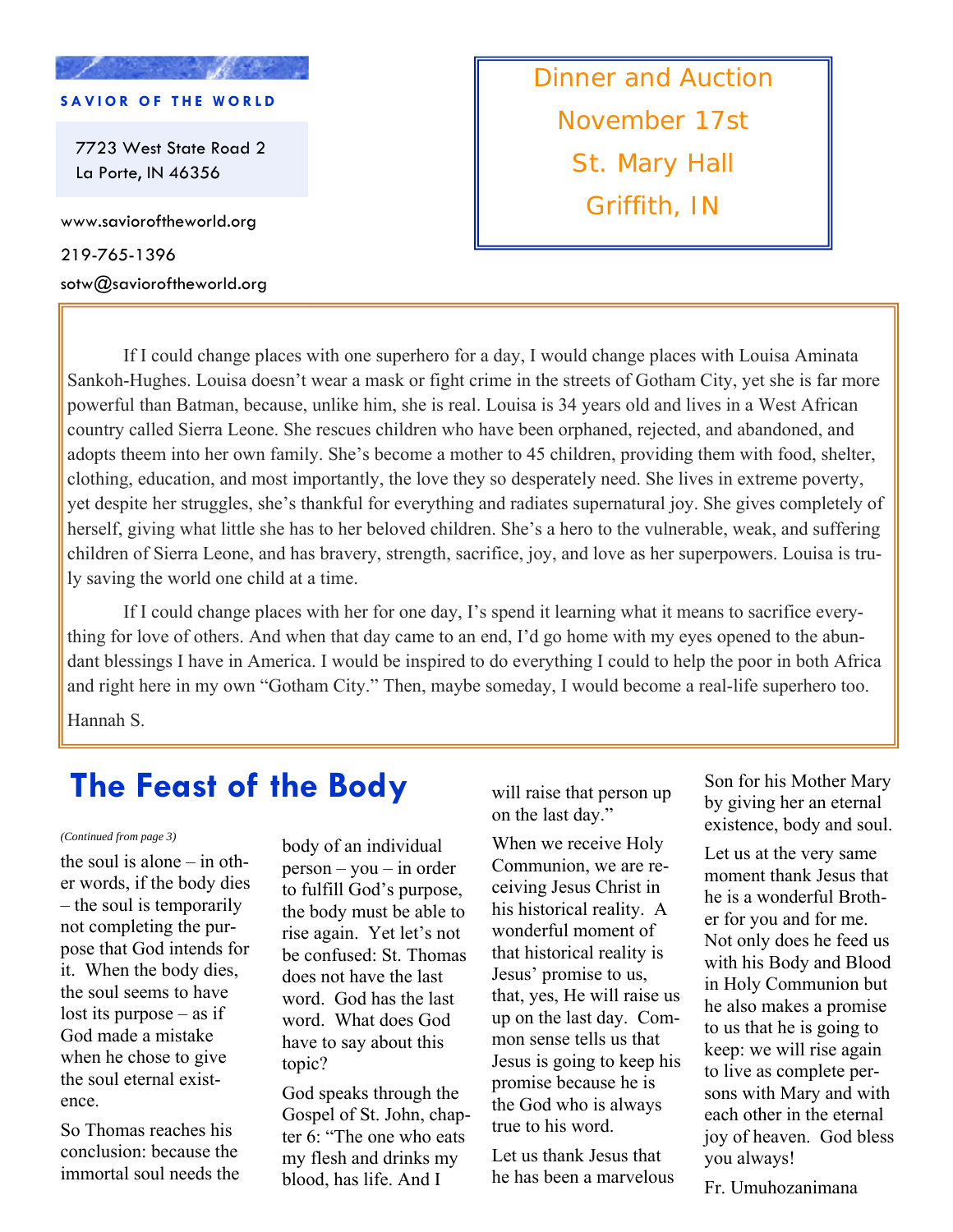**SAVIOR OF THE WORLD**

7723 West State Road 2
La Porte, IN 46356

www.savioroftheworld.org

219-765-1396

sotw@savioroftheworld.org

Dinner and Auction
November 17st
St. Mary Hall
Griffith, IN

If I could change places with one superhero for a day, I would change places with Louisa Aminata Sankoh-Hughes. Louisa doesn't wear a mask or fight crime in the streets of Gotham City, yet she is far more powerful than Batman, because, unlike him, she is real. Louisa is 34 years old and lives in a West African country called Sierra Leone. She rescues children who have been orphaned, rejected, and abandoned, and adopts theem into her own family. She's become a mother to 45 children, providing them with food, shelter, clothing, education, and most importantly, the love they so desperately need. She lives in extreme poverty, yet despite her struggles, she's thankful for everything and radiates supernatural joy. She gives completely of herself, giving what little she has to her beloved children. She's a hero to the vulnerable, weak, and suffering children of Sierra Leone, and has bravery, strength, sacrifice, joy, and love as her superpowers. Louisa is truly saving the world one child at a time.

If I could change places with her for one day, I's spend it learning what it means to sacrifice everything for love of others. And when that day came to an end, I'd go home with my eyes opened to the abundant blessings I have in America. I would be inspired to do everything I could to help the poor in both Africa and right here in my own "Gotham City." Then, maybe someday, I would become a real-life superhero too.

Hannah S.

## The Feast of the Body

*(Continued from page 3)*

the soul is alone – in other words, if the body dies – the soul is temporarily not completing the purpose that God intends for it. When the body dies, the soul seems to have lost its purpose – as if God made a mistake when he chose to give the soul eternal existence.

So Thomas reaches his conclusion: because the immortal soul needs the body of an individual person – you – in order to fulfill God's purpose, the body must be able to rise again. Yet let's not be confused: St. Thomas does not have the last word. God has the last word. What does God have to say about this topic?

God speaks through the Gospel of St. John, chapter 6: "The one who eats my flesh and drinks my blood, has life. And I will raise that person up on the last day."

When we receive Holy Communion, we are receiving Jesus Christ in his historical reality. A wonderful moment of that historical reality is Jesus' promise to us, that, yes, He will raise us up on the last day. Common sense tells us that Jesus is going to keep his promise because he is the God who is always true to his word.

Let us thank Jesus that he has been a marvelous Son for his Mother Mary by giving her an eternal existence, body and soul.

Let us at the very same moment thank Jesus that he is a wonderful Brother for you and for me. Not only does he feed us with his Body and Blood in Holy Communion but he also makes a promise to us that he is going to keep: we will rise again to live as complete persons with Mary and with each other in the eternal joy of heaven. God bless you always!

Fr. Umuhozanimana